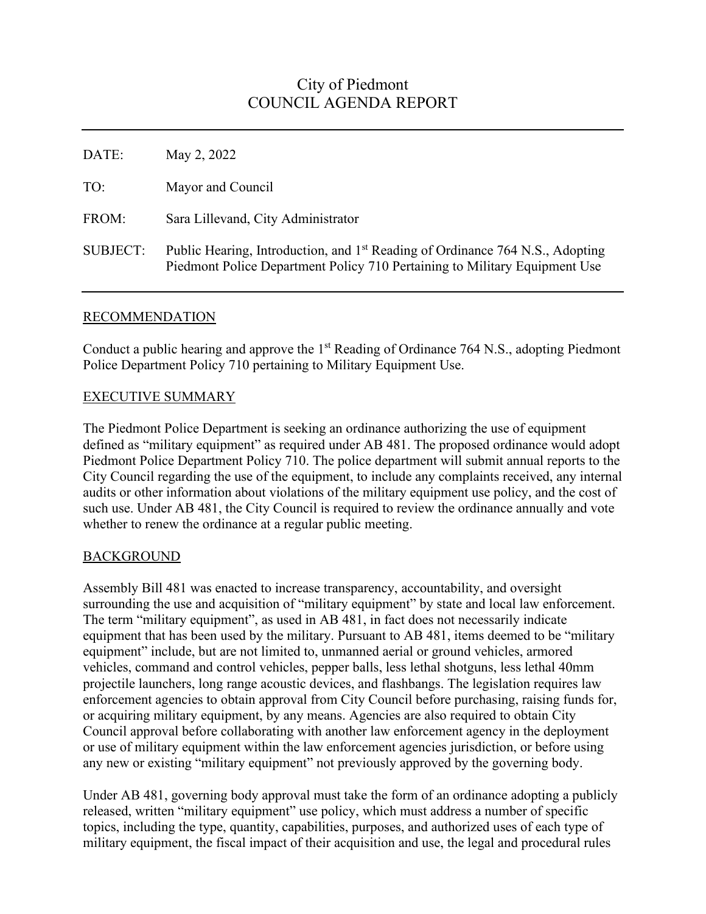# City of Piedmont
# COUNCIL AGENDA REPORT

---

DATE: May 2, 2022

TO: Mayor and Council

FROM: Sara Lillevand, City Administrator

SUBJECT: Public Hearing, Introduction, and 1st Reading of Ordinance 764 N.S., Adopting Piedmont Police Department Policy 710 Pertaining to Military Equipment Use

---

## RECOMMENDATION

Conduct a public hearing and approve the 1st Reading of Ordinance 764 N.S., adopting Piedmont Police Department Policy 710 pertaining to Military Equipment Use.

## EXECUTIVE SUMMARY

The Piedmont Police Department is seeking an ordinance authorizing the use of equipment defined as "military equipment" as required under AB 481. The proposed ordinance would adopt Piedmont Police Department Policy 710. The police department will submit annual reports to the City Council regarding the use of the equipment, to include any complaints received, any internal audits or other information about violations of the military equipment use policy, and the cost of such use. Under AB 481, the City Council is required to review the ordinance annually and vote whether to renew the ordinance at a regular public meeting.

## BACKGROUND

Assembly Bill 481 was enacted to increase transparency, accountability, and oversight surrounding the use and acquisition of "military equipment" by state and local law enforcement. The term "military equipment", as used in AB 481, in fact does not necessarily indicate equipment that has been used by the military. Pursuant to AB 481, items deemed to be "military equipment" include, but are not limited to, unmanned aerial or ground vehicles, armored vehicles, command and control vehicles, pepper balls, less lethal shotguns, less lethal 40mm projectile launchers, long range acoustic devices, and flashbangs. The legislation requires law enforcement agencies to obtain approval from City Council before purchasing, raising funds for, or acquiring military equipment, by any means. Agencies are also required to obtain City Council approval before collaborating with another law enforcement agency in the deployment or use of military equipment within the law enforcement agencies jurisdiction, or before using any new or existing "military equipment" not previously approved by the governing body.

Under AB 481, governing body approval must take the form of an ordinance adopting a publicly released, written "military equipment" use policy, which must address a number of specific topics, including the type, quantity, capabilities, purposes, and authorized uses of each type of military equipment, the fiscal impact of their acquisition and use, the legal and procedural rules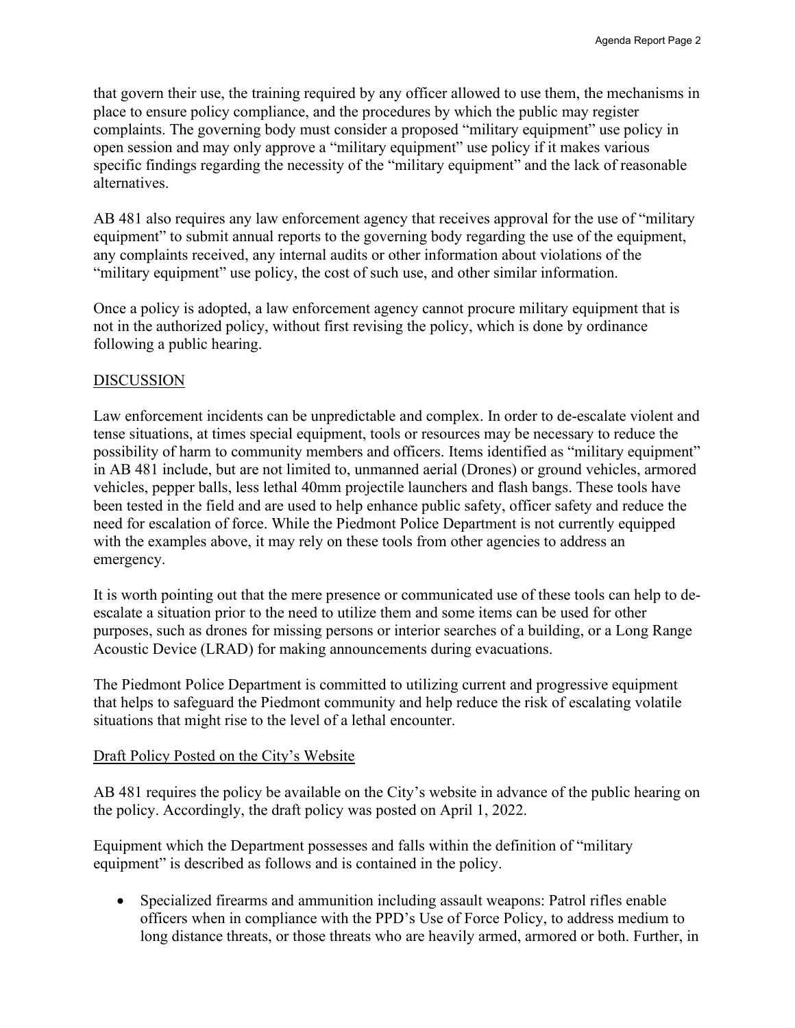that govern their use, the training required by any officer allowed to use them, the mechanisms in place to ensure policy compliance, and the procedures by which the public may register complaints. The governing body must consider a proposed "military equipment" use policy in open session and may only approve a "military equipment" use policy if it makes various specific findings regarding the necessity of the "military equipment" and the lack of reasonable alternatives.

AB 481 also requires any law enforcement agency that receives approval for the use of "military equipment" to submit annual reports to the governing body regarding the use of the equipment, any complaints received, any internal audits or other information about violations of the "military equipment" use policy, the cost of such use, and other similar information.

Once a policy is adopted, a law enforcement agency cannot procure military equipment that is not in the authorized policy, without first revising the policy, which is done by ordinance following a public hearing.

## DISCUSSION

Law enforcement incidents can be unpredictable and complex. In order to de-escalate violent and tense situations, at times special equipment, tools or resources may be necessary to reduce the possibility of harm to community members and officers. Items identified as "military equipment" in AB 481 include, but are not limited to, unmanned aerial (Drones) or ground vehicles, armored vehicles, pepper balls, less lethal 40mm projectile launchers and flash bangs. These tools have been tested in the field and are used to help enhance public safety, officer safety and reduce the need for escalation of force. While the Piedmont Police Department is not currently equipped with the examples above, it may rely on these tools from other agencies to address an emergency.

It is worth pointing out that the mere presence or communicated use of these tools can help to de-escalate a situation prior to the need to utilize them and some items can be used for other purposes, such as drones for missing persons or interior searches of a building, or a Long Range Acoustic Device (LRAD) for making announcements during evacuations.

The Piedmont Police Department is committed to utilizing current and progressive equipment that helps to safeguard the Piedmont community and help reduce the risk of escalating volatile situations that might rise to the level of a lethal encounter.

### Draft Policy Posted on the City's Website

AB 481 requires the policy be available on the City's website in advance of the public hearing on the policy. Accordingly, the draft policy was posted on April 1, 2022.

Equipment which the Department possesses and falls within the definition of "military equipment" is described as follows and is contained in the policy.

- Specialized firearms and ammunition including assault weapons: Patrol rifles enable officers when in compliance with the PPD's Use of Force Policy, to address medium to long distance threats, or those threats who are heavily armed, armored or both. Further, in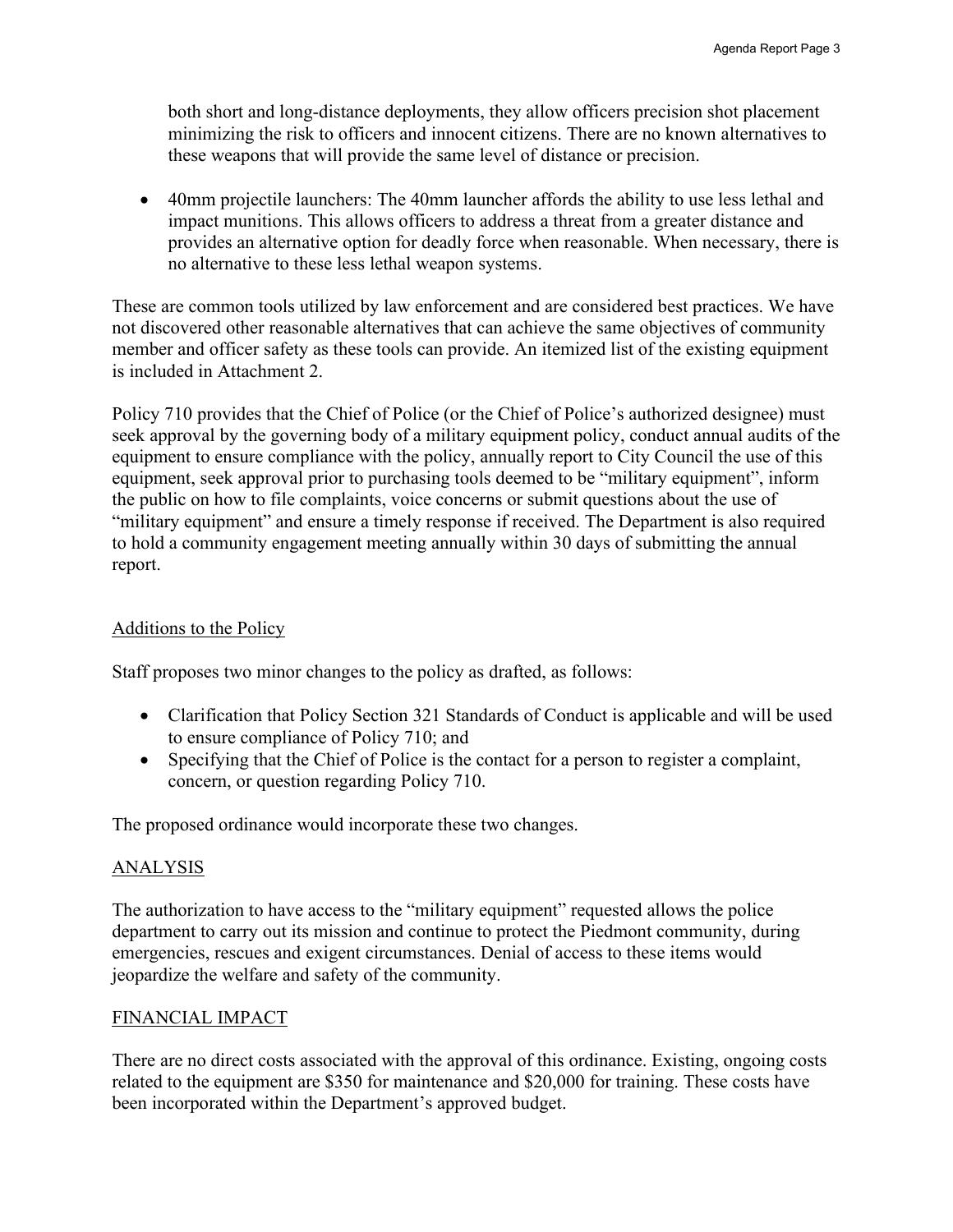both short and long-distance deployments, they allow officers precision shot placement minimizing the risk to officers and innocent citizens. There are no known alternatives to these weapons that will provide the same level of distance or precision.

- 40mm projectile launchers: The 40mm launcher affords the ability to use less lethal and impact munitions. This allows officers to address a threat from a greater distance and provides an alternative option for deadly force when reasonable. When necessary, there is no alternative to these less lethal weapon systems.

These are common tools utilized by law enforcement and are considered best practices. We have not discovered other reasonable alternatives that can achieve the same objectives of community member and officer safety as these tools can provide. An itemized list of the existing equipment is included in Attachment 2.

Policy 710 provides that the Chief of Police (or the Chief of Police's authorized designee) must seek approval by the governing body of a military equipment policy, conduct annual audits of the equipment to ensure compliance with the policy, annually report to City Council the use of this equipment, seek approval prior to purchasing tools deemed to be "military equipment", inform the public on how to file complaints, voice concerns or submit questions about the use of "military equipment" and ensure a timely response if received. The Department is also required to hold a community engagement meeting annually within 30 days of submitting the annual report.

## Additions to the Policy

Staff proposes two minor changes to the policy as drafted, as follows:

- Clarification that Policy Section 321 Standards of Conduct is applicable and will be used to ensure compliance of Policy 710; and
- Specifying that the Chief of Police is the contact for a person to register a complaint, concern, or question regarding Policy 710.

The proposed ordinance would incorporate these two changes.

## ANALYSIS

The authorization to have access to the "military equipment" requested allows the police department to carry out its mission and continue to protect the Piedmont community, during emergencies, rescues and exigent circumstances. Denial of access to these items would jeopardize the welfare and safety of the community.

## FINANCIAL IMPACT

There are no direct costs associated with the approval of this ordinance. Existing, ongoing costs related to the equipment are $350 for maintenance and $20,000 for training. These costs have been incorporated within the Department's approved budget.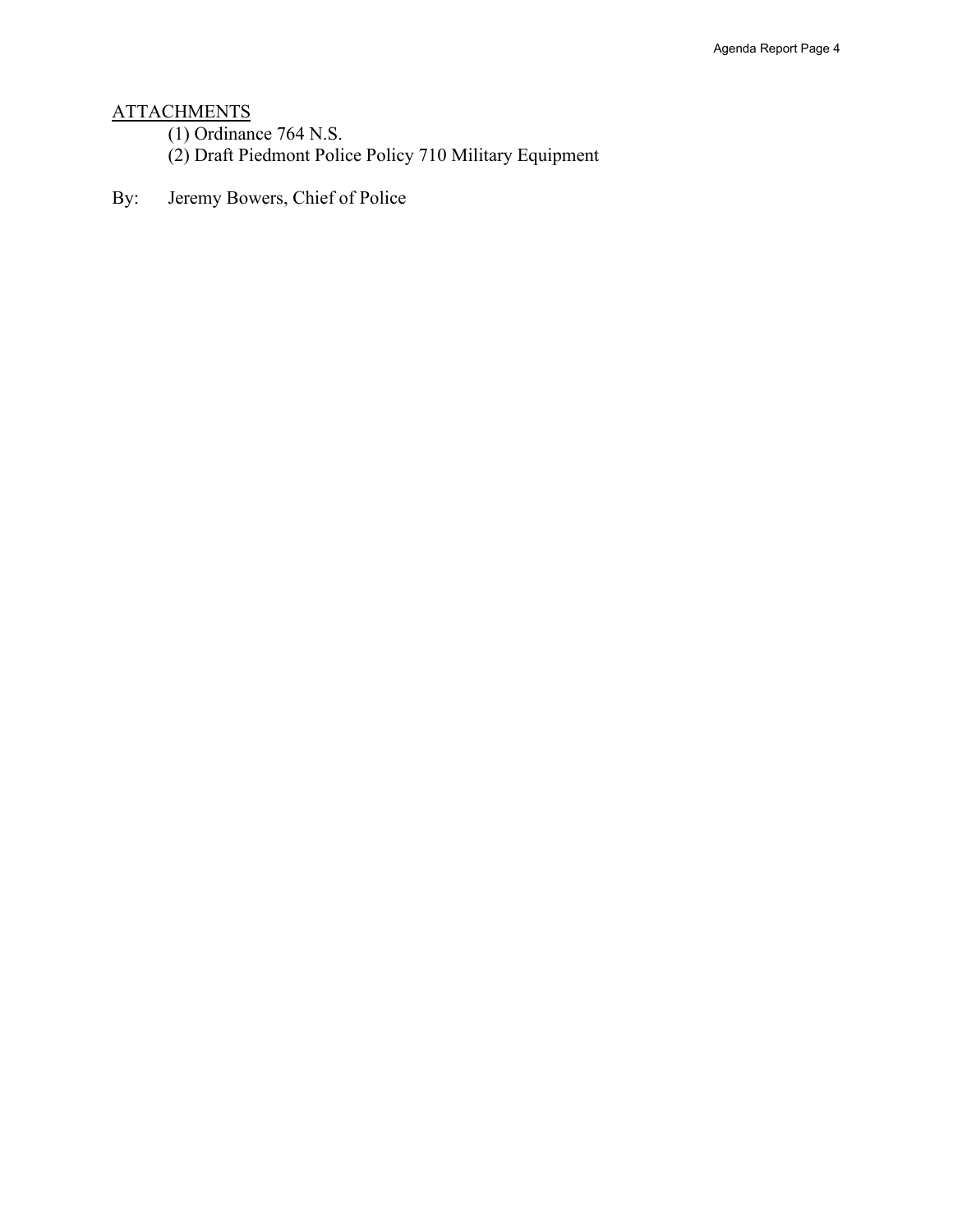<u>ATTACHMENTS</u>

(1) Ordinance 764 N.S.

(2) Draft Piedmont Police Policy 710 Military Equipment

By: Jeremy Bowers, Chief of Police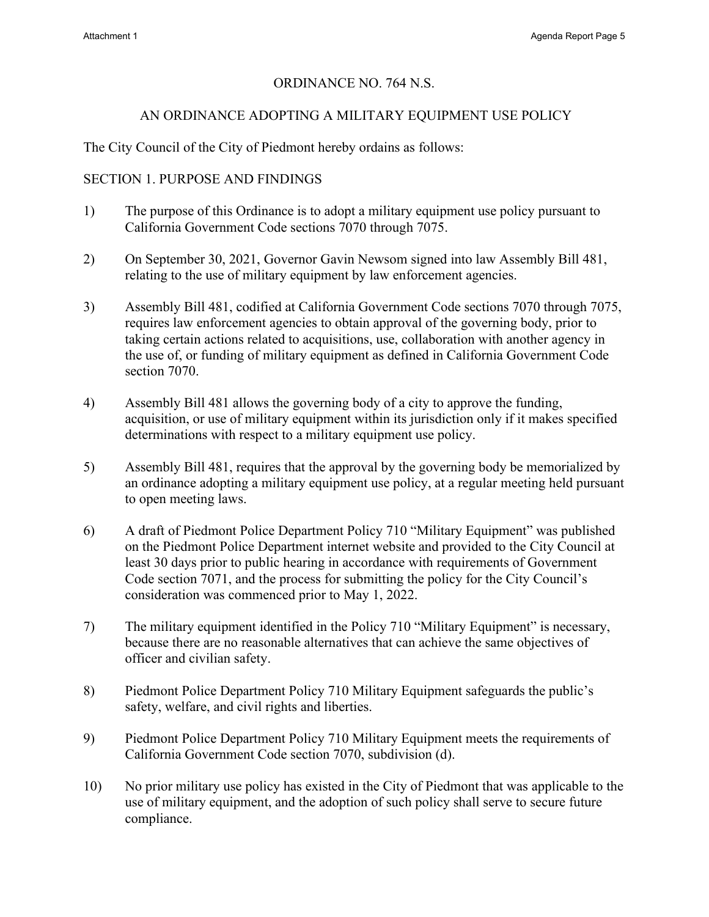ORDINANCE NO. 764 N.S.

AN ORDINANCE ADOPTING A MILITARY EQUIPMENT USE POLICY

The City Council of the City of Piedmont hereby ordains as follows:

SECTION 1. PURPOSE AND FINDINGS

1) The purpose of this Ordinance is to adopt a military equipment use policy pursuant to California Government Code sections 7070 through 7075.

2) On September 30, 2021, Governor Gavin Newsom signed into law Assembly Bill 481, relating to the use of military equipment by law enforcement agencies.

3) Assembly Bill 481, codified at California Government Code sections 7070 through 7075, requires law enforcement agencies to obtain approval of the governing body, prior to taking certain actions related to acquisitions, use, collaboration with another agency in the use of, or funding of military equipment as defined in California Government Code section 7070.

4) Assembly Bill 481 allows the governing body of a city to approve the funding, acquisition, or use of military equipment within its jurisdiction only if it makes specified determinations with respect to a military equipment use policy.

5) Assembly Bill 481, requires that the approval by the governing body be memorialized by an ordinance adopting a military equipment use policy, at a regular meeting held pursuant to open meeting laws.

6) A draft of Piedmont Police Department Policy 710 "Military Equipment" was published on the Piedmont Police Department internet website and provided to the City Council at least 30 days prior to public hearing in accordance with requirements of Government Code section 7071, and the process for submitting the policy for the City Council's consideration was commenced prior to May 1, 2022.

7) The military equipment identified in the Policy 710 "Military Equipment" is necessary, because there are no reasonable alternatives that can achieve the same objectives of officer and civilian safety.

8) Piedmont Police Department Policy 710 Military Equipment safeguards the public's safety, welfare, and civil rights and liberties.

9) Piedmont Police Department Policy 710 Military Equipment meets the requirements of California Government Code section 7070, subdivision (d).

10) No prior military use policy has existed in the City of Piedmont that was applicable to the use of military equipment, and the adoption of such policy shall serve to secure future compliance.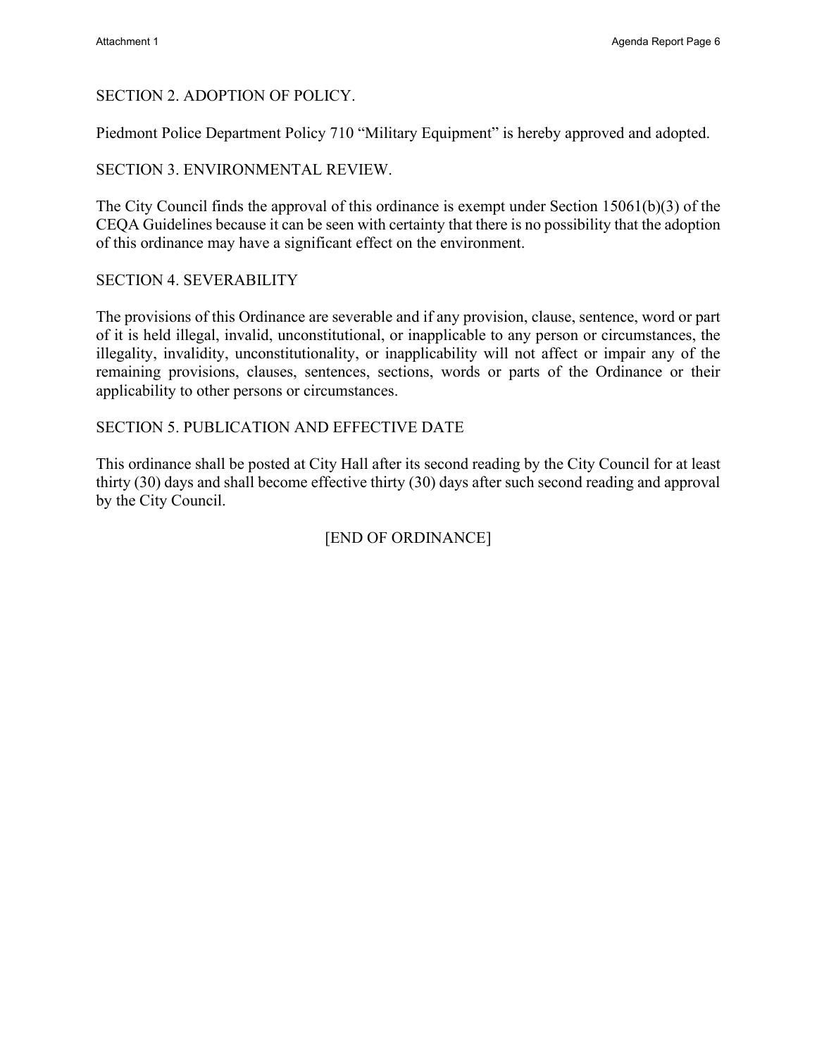SECTION 2. ADOPTION OF POLICY.

Piedmont Police Department Policy 710 “Military Equipment” is hereby approved and adopted.

SECTION 3. ENVIRONMENTAL REVIEW.

The City Council finds the approval of this ordinance is exempt under Section 15061(b)(3) of the CEQA Guidelines because it can be seen with certainty that there is no possibility that the adoption of this ordinance may have a significant effect on the environment.

SECTION 4. SEVERABILITY

The provisions of this Ordinance are severable and if any provision, clause, sentence, word or part of it is held illegal, invalid, unconstitutional, or inapplicable to any person or circumstances, the illegality, invalidity, unconstitutionality, or inapplicability will not affect or impair any of the remaining provisions, clauses, sentences, sections, words or parts of the Ordinance or their applicability to other persons or circumstances.

SECTION 5. PUBLICATION AND EFFECTIVE DATE

This ordinance shall be posted at City Hall after its second reading by the City Council for at least thirty (30) days and shall become effective thirty (30) days after such second reading and approval by the City Council.

[END OF ORDINANCE]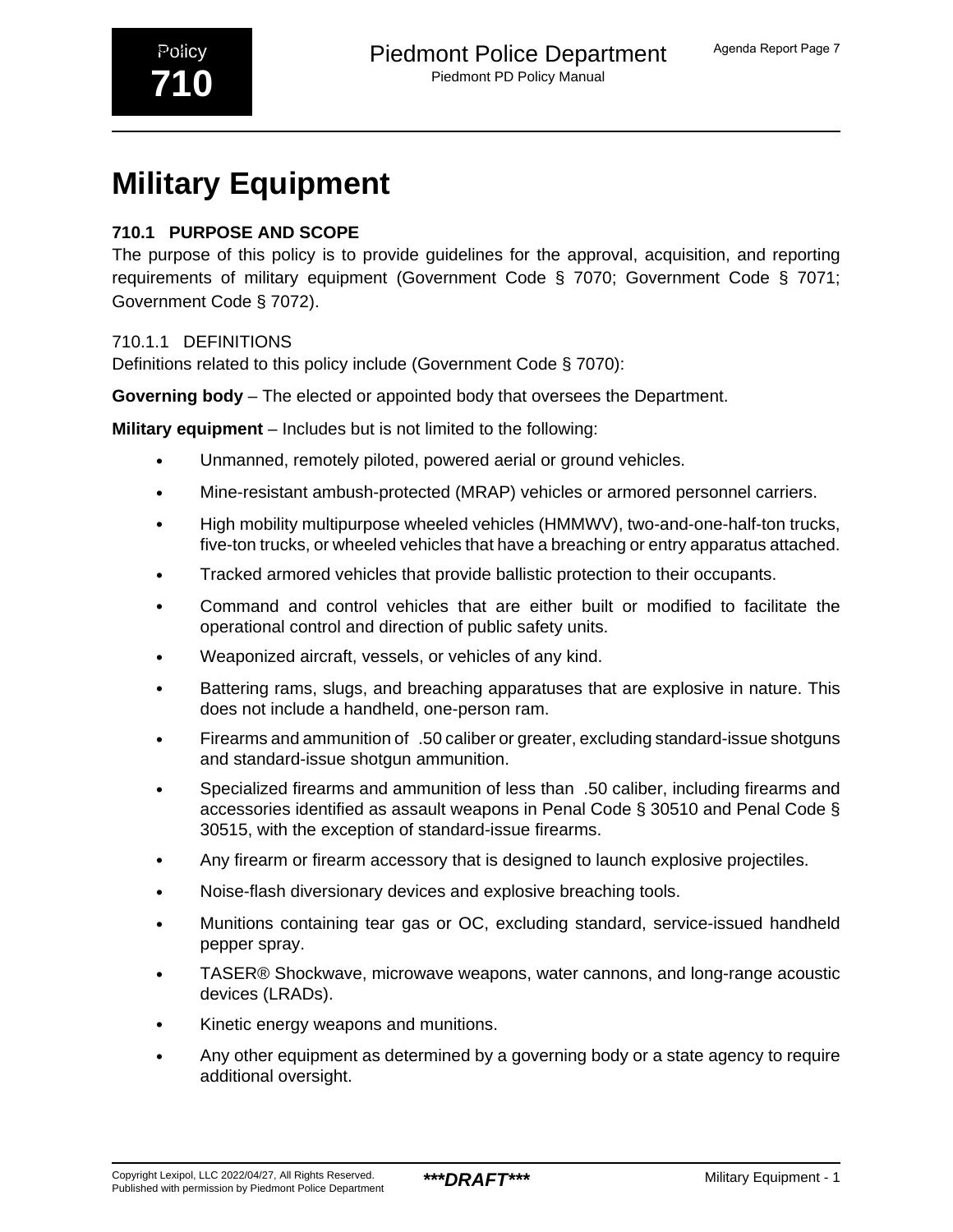Policy
**710**

# Military Equipment

### 710.1 PURPOSE AND SCOPE

The purpose of this policy is to provide guidelines for the approval, acquisition, and reporting requirements of military equipment (Government Code § 7070; Government Code § 7071; Government Code § 7072).

#### 710.1.1 DEFINITIONS

Definitions related to this policy include (Government Code § 7070):

**Governing body** – The elected or appointed body that oversees the Department.

**Military equipment** – Includes but is not limited to the following:

- Unmanned, remotely piloted, powered aerial or ground vehicles.
- Mine-resistant ambush-protected (MRAP) vehicles or armored personnel carriers.
- High mobility multipurpose wheeled vehicles (HMMWV), two-and-one-half-ton trucks, five-ton trucks, or wheeled vehicles that have a breaching or entry apparatus attached.
- Tracked armored vehicles that provide ballistic protection to their occupants.
- Command and control vehicles that are either built or modified to facilitate the operational control and direction of public safety units.
- Weaponized aircraft, vessels, or vehicles of any kind.
- Battering rams, slugs, and breaching apparatuses that are explosive in nature. This does not include a handheld, one-person ram.
- Firearms and ammunition of .50 caliber or greater, excluding standard-issue shotguns and standard-issue shotgun ammunition.
- Specialized firearms and ammunition of less than .50 caliber, including firearms and accessories identified as assault weapons in Penal Code § 30510 and Penal Code § 30515, with the exception of standard-issue firearms.
- Any firearm or firearm accessory that is designed to launch explosive projectiles.
- Noise-flash diversionary devices and explosive breaching tools.
- Munitions containing tear gas or OC, excluding standard, service-issued handheld pepper spray.
- TASER® Shockwave, microwave weapons, water cannons, and long-range acoustic devices (LRADs).
- Kinetic energy weapons and munitions.
- Any other equipment as determined by a governing body or a state agency to require additional oversight.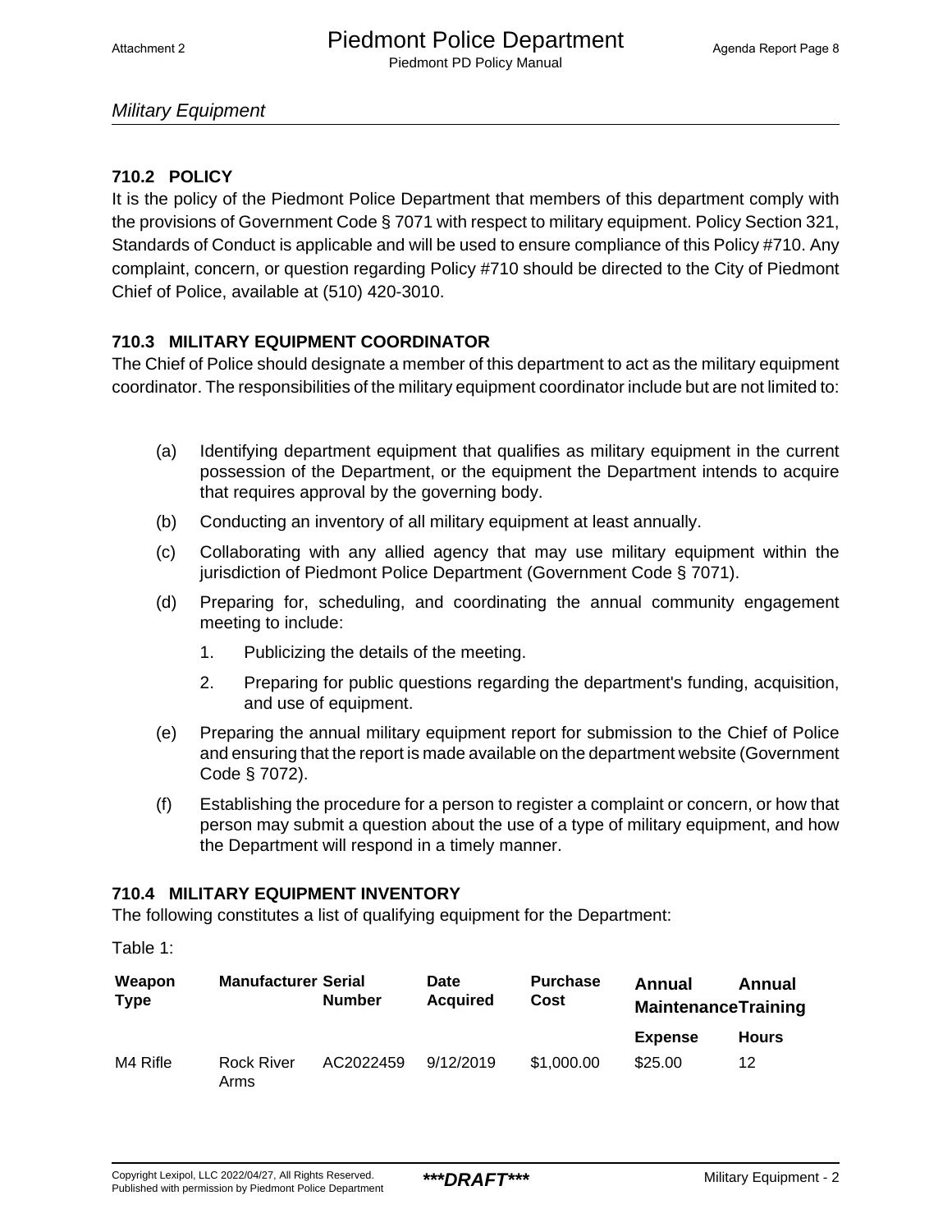## Military Equipment

### 710.2 POLICY

It is the policy of the Piedmont Police Department that members of this department comply with the provisions of Government Code § 7071 with respect to military equipment. Policy Section 321, Standards of Conduct is applicable and will be used to ensure compliance of this Policy #710. Any complaint, concern, or question regarding Policy #710 should be directed to the City of Piedmont Chief of Police, available at (510) 420-3010.

### 710.3 MILITARY EQUIPMENT COORDINATOR

The Chief of Police should designate a member of this department to act as the military equipment coordinator. The responsibilities of the military equipment coordinator include but are not limited to:

(a) Identifying department equipment that qualifies as military equipment in the current possession of the Department, or the equipment the Department intends to acquire that requires approval by the governing body.

(b) Conducting an inventory of all military equipment at least annually.

(c) Collaborating with any allied agency that may use military equipment within the jurisdiction of Piedmont Police Department (Government Code § 7071).

(d) Preparing for, scheduling, and coordinating the annual community engagement meeting to include:

1. Publicizing the details of the meeting.
2. Preparing for public questions regarding the department's funding, acquisition, and use of equipment.

(e) Preparing the annual military equipment report for submission to the Chief of Police and ensuring that the report is made available on the department website (Government Code § 7072).

(f) Establishing the procedure for a person to register a complaint or concern, or how that person may submit a question about the use of a type of military equipment, and how the Department will respond in a timely manner.

### 710.4 MILITARY EQUIPMENT INVENTORY

The following constitutes a list of qualifying equipment for the Department:

Table 1:

| Weapon Type | Manufacturer | Serial Number | Date Acquired | Purchase Cost | Annual Maintenance Expense | Annual Training Hours |
|---|---|---|---|---|---|---|
| M4 Rifle | Rock River Arms | AC2022459 | 9/12/2019 | $1,000.00 | $25.00 | 12 |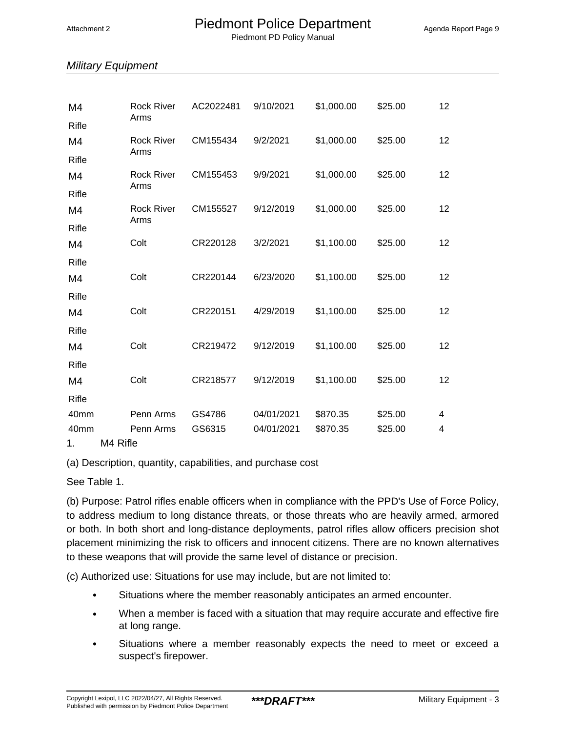*Military Equipment*

| | | | | | | |
|---|---|---|---|---|---|---|
| M4 Rifle | Rock River Arms | AC2022481 | 9/10/2021 | $1,000.00 | $25.00 | 12 |
| M4 Rifle | Rock River Arms | CM155434 | 9/2/2021 | $1,000.00 | $25.00 | 12 |
| M4 Rifle | Rock River Arms | CM155453 | 9/9/2021 | $1,000.00 | $25.00 | 12 |
| M4 Rifle | Rock River Arms | CM155527 | 9/12/2019 | $1,000.00 | $25.00 | 12 |
| M4 Rifle | Colt | CR220128 | 3/2/2021 | $1,100.00 | $25.00 | 12 |
| M4 Rifle | Colt | CR220144 | 6/23/2020 | $1,100.00 | $25.00 | 12 |
| M4 Rifle | Colt | CR220151 | 4/29/2019 | $1,100.00 | $25.00 | 12 |
| M4 Rifle | Colt | CR219472 | 9/12/2019 | $1,100.00 | $25.00 | 12 |
| M4 Rifle | Colt | CR218577 | 9/12/2019 | $1,100.00 | $25.00 | 12 |
| 40mm | Penn Arms | GS4786 | 04/01/2021 | $870.35 | $25.00 | 4 |
| 40mm | Penn Arms | GS6315 | 04/01/2021 | $870.35 | $25.00 | 4 |

1. M4 Rifle

(a) Description, quantity, capabilities, and purchase cost

See Table 1.

(b) Purpose: Patrol rifles enable officers when in compliance with the PPD's Use of Force Policy, to address medium to long distance threats, or those threats who are heavily armed, armored or both. In both short and long-distance deployments, patrol rifles allow officers precision shot placement minimizing the risk to officers and innocent citizens. There are no known alternatives to these weapons that will provide the same level of distance or precision.

(c) Authorized use: Situations for use may include, but are not limited to:

- Situations where the member reasonably anticipates an armed encounter.
- When a member is faced with a situation that may require accurate and effective fire at long range.
- Situations where a member reasonably expects the need to meet or exceed a suspect's firepower.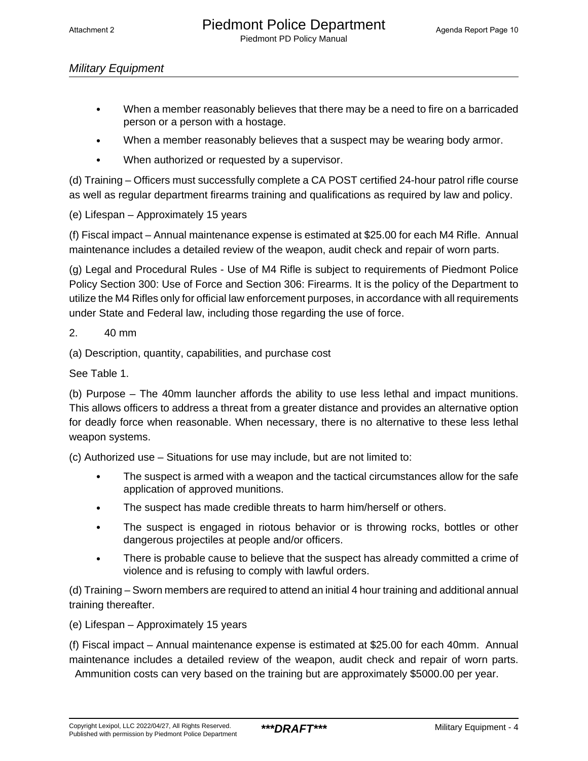## Military Equipment

- When a member reasonably believes that there may be a need to fire on a barricaded person or a person with a hostage.
- When a member reasonably believes that a suspect may be wearing body armor.
- When authorized or requested by a supervisor.

(d) Training – Officers must successfully complete a CA POST certified 24-hour patrol rifle course as well as regular department firearms training and qualifications as required by law and policy.

(e) Lifespan – Approximately 15 years

(f) Fiscal impact – Annual maintenance expense is estimated at $25.00 for each M4 Rifle. Annual maintenance includes a detailed review of the weapon, audit check and repair of worn parts.

(g) Legal and Procedural Rules - Use of M4 Rifle is subject to requirements of Piedmont Police Policy Section 300: Use of Force and Section 306: Firearms. It is the policy of the Department to utilize the M4 Rifles only for official law enforcement purposes, in accordance with all requirements under State and Federal law, including those regarding the use of force.

2. 40 mm

(a) Description, quantity, capabilities, and purchase cost

See Table 1.

(b) Purpose – The 40mm launcher affords the ability to use less lethal and impact munitions. This allows officers to address a threat from a greater distance and provides an alternative option for deadly force when reasonable. When necessary, there is no alternative to these less lethal weapon systems.

(c) Authorized use – Situations for use may include, but are not limited to:

- The suspect is armed with a weapon and the tactical circumstances allow for the safe application of approved munitions.
- The suspect has made credible threats to harm him/herself or others.
- The suspect is engaged in riotous behavior or is throwing rocks, bottles or other dangerous projectiles at people and/or officers.
- There is probable cause to believe that the suspect has already committed a crime of violence and is refusing to comply with lawful orders.

(d) Training – Sworn members are required to attend an initial 4 hour training and additional annual training thereafter.

(e) Lifespan – Approximately 15 years

(f) Fiscal impact – Annual maintenance expense is estimated at $25.00 for each 40mm. Annual maintenance includes a detailed review of the weapon, audit check and repair of worn parts. Ammunition costs can very based on the training but are approximately $5000.00 per year.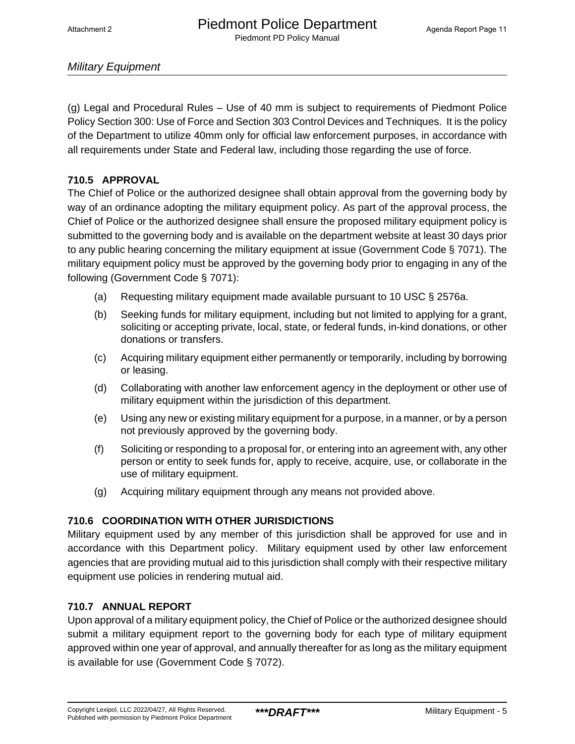(g) Legal and Procedural Rules – Use of 40 mm is subject to requirements of Piedmont Police Policy Section 300: Use of Force and Section 303 Control Devices and Techniques. It is the policy of the Department to utilize 40mm only for official law enforcement purposes, in accordance with all requirements under State and Federal law, including those regarding the use of force.

## 710.5 APPROVAL

The Chief of Police or the authorized designee shall obtain approval from the governing body by way of an ordinance adopting the military equipment policy. As part of the approval process, the Chief of Police or the authorized designee shall ensure the proposed military equipment policy is submitted to the governing body and is available on the department website at least 30 days prior to any public hearing concerning the military equipment at issue (Government Code § 7071). The military equipment policy must be approved by the governing body prior to engaging in any of the following (Government Code § 7071):

(a) Requesting military equipment made available pursuant to 10 USC § 2576a.

(b) Seeking funds for military equipment, including but not limited to applying for a grant, soliciting or accepting private, local, state, or federal funds, in-kind donations, or other donations or transfers.

(c) Acquiring military equipment either permanently or temporarily, including by borrowing or leasing.

(d) Collaborating with another law enforcement agency in the deployment or other use of military equipment within the jurisdiction of this department.

(e) Using any new or existing military equipment for a purpose, in a manner, or by a person not previously approved by the governing body.

(f) Soliciting or responding to a proposal for, or entering into an agreement with, any other person or entity to seek funds for, apply to receive, acquire, use, or collaborate in the use of military equipment.

(g) Acquiring military equipment through any means not provided above.

## 710.6 COORDINATION WITH OTHER JURISDICTIONS

Military equipment used by any member of this jurisdiction shall be approved for use and in accordance with this Department policy. Military equipment used by other law enforcement agencies that are providing mutual aid to this jurisdiction shall comply with their respective military equipment use policies in rendering mutual aid.

## 710.7 ANNUAL REPORT

Upon approval of a military equipment policy, the Chief of Police or the authorized designee should submit a military equipment report to the governing body for each type of military equipment approved within one year of approval, and annually thereafter for as long as the military equipment is available for use (Government Code § 7072).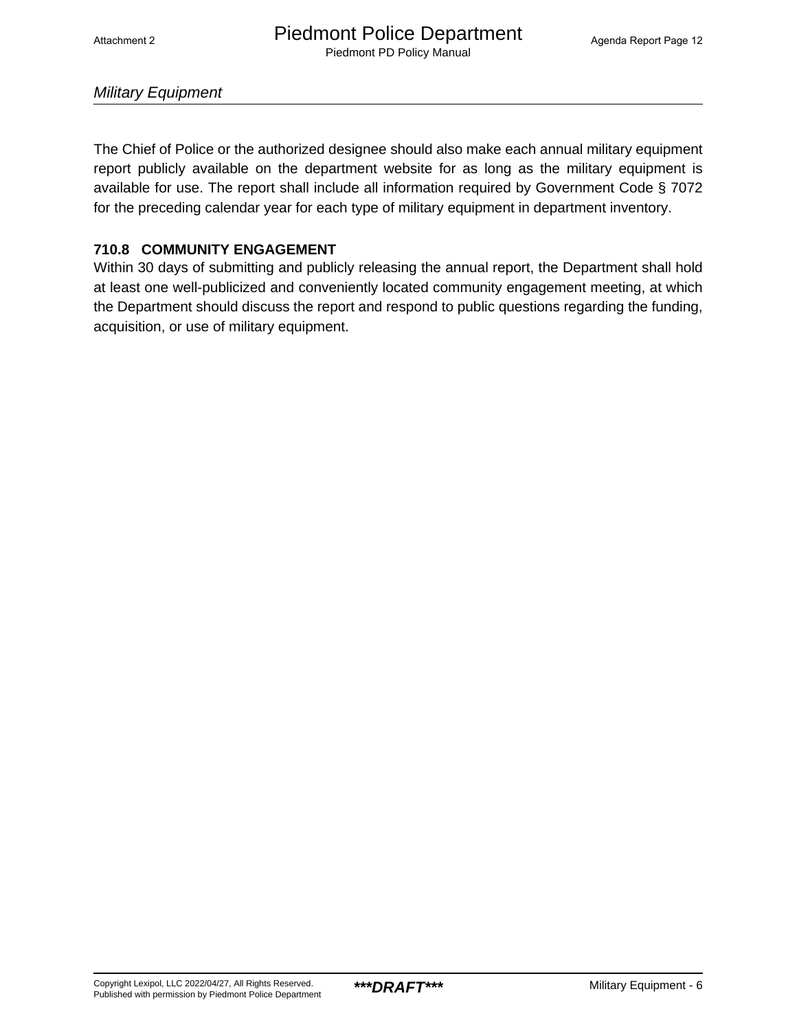The Chief of Police or the authorized designee should also make each annual military equipment report publicly available on the department website for as long as the military equipment is available for use. The report shall include all information required by Government Code § 7072 for the preceding calendar year for each type of military equipment in department inventory.

## 710.8 COMMUNITY ENGAGEMENT

Within 30 days of submitting and publicly releasing the annual report, the Department shall hold at least one well-publicized and conveniently located community engagement meeting, at which the Department should discuss the report and respond to public questions regarding the funding, acquisition, or use of military equipment.